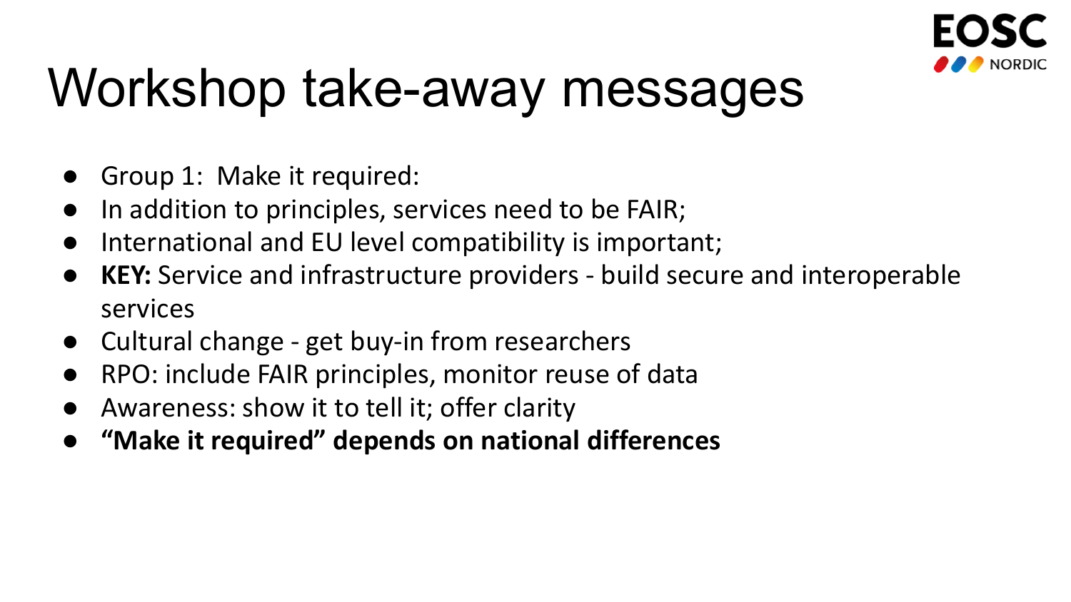# Workshop take-away messages

- Group 1: Make it required:
- In addition to principles, services need to be FAIR;
- International and EU level compatibility is important;
- **KEY:** Service and infrastructure providers - build secure and interoperable services
- Cultural change - get buy-in from researchers
- RPO: include FAIR principles, monitor reuse of data
- Awareness: show it to tell it; offer clarity
- **"Make it required" depends on national differences**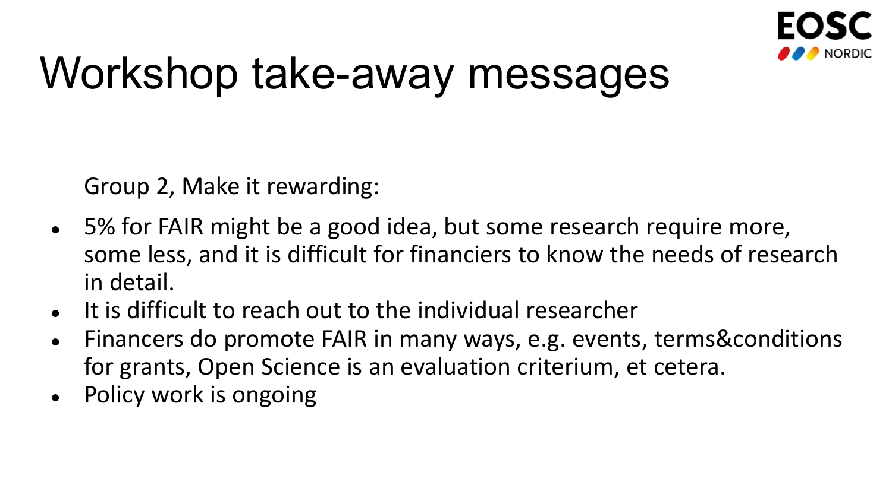# Workshop take-away messages

Group 2, Make it rewarding:

- 5% for FAIR might be a good idea, but some research require more, some less, and it is difficult for financiers to know the needs of research in detail.
- It is difficult to reach out to the individual researcher
- Financers do promote FAIR in many ways, e.g. events, terms&conditions for grants, Open Science is an evaluation criterium, et cetera.
- Policy work is ongoing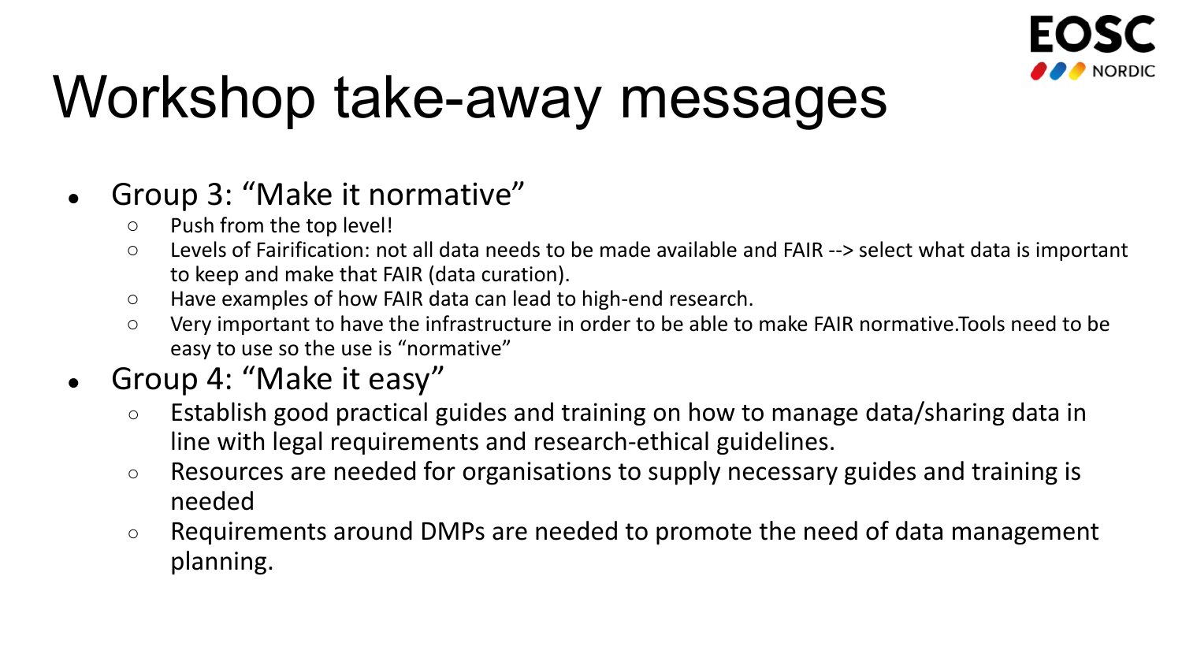# Workshop take-away messages

- Group 3: “Make it normative”
  - Push from the top level!
  - Levels of Fairification: not all data needs to be made available and FAIR --> select what data is important to keep and make that FAIR (data curation).
  - Have examples of how FAIR data can lead to high-end research.
  - Very important to have the infrastructure in order to be able to make FAIR normative.Tools need to be easy to use so the use is “normative”
- Group 4: “Make it easy”
  - Establish good practical guides and training on how to manage data/sharing data in line with legal requirements and research-ethical guidelines.
  - Resources are needed for organisations to supply necessary guides and training is needed
  - Requirements around DMPs are needed to promote the need of data management planning.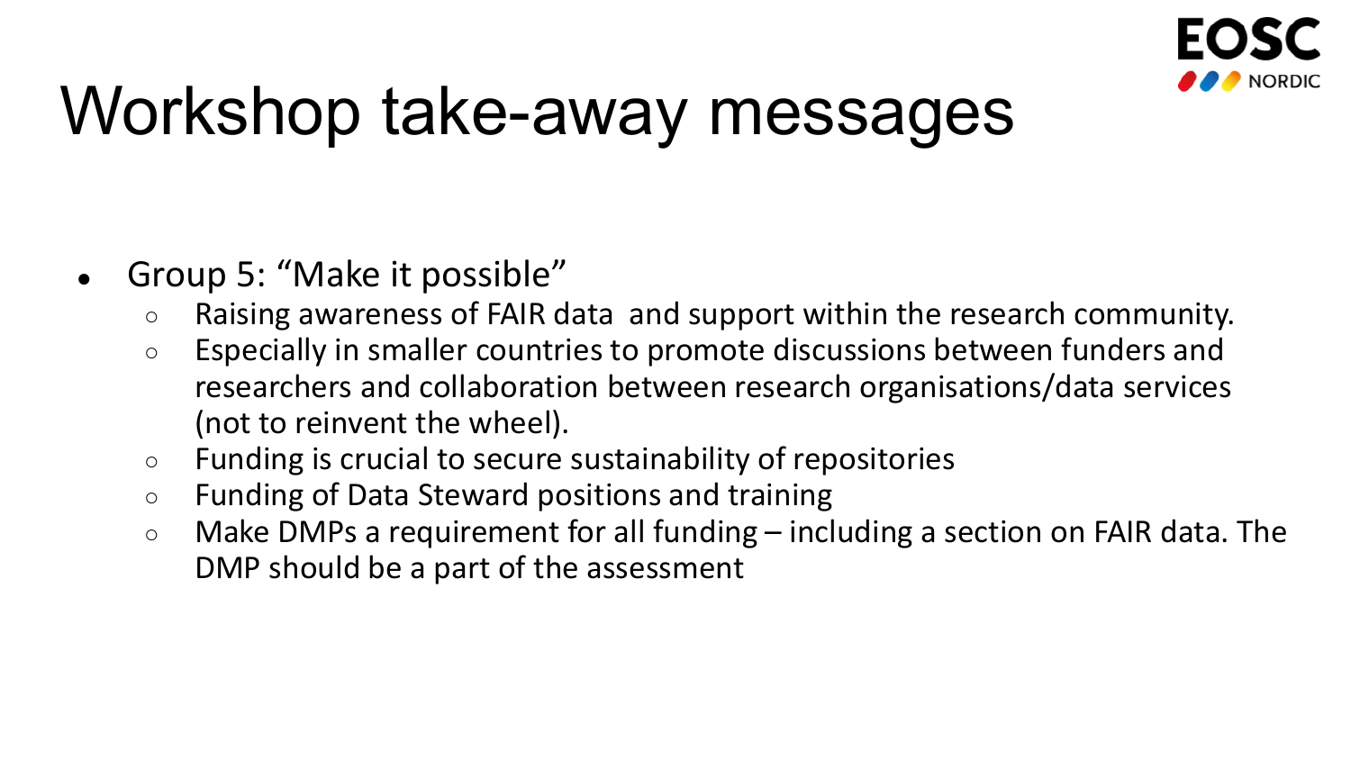# Workshop take-away messages

- Group 5: “Make it possible”
  - Raising awareness of FAIR data and support within the research community.
  - Especially in smaller countries to promote discussions between funders and researchers and collaboration between research organisations/data services (not to reinvent the wheel).
  - Funding is crucial to secure sustainability of repositories
  - Funding of Data Steward positions and training
  - Make DMPs a requirement for all funding – including a section on FAIR data. The DMP should be a part of the assessment